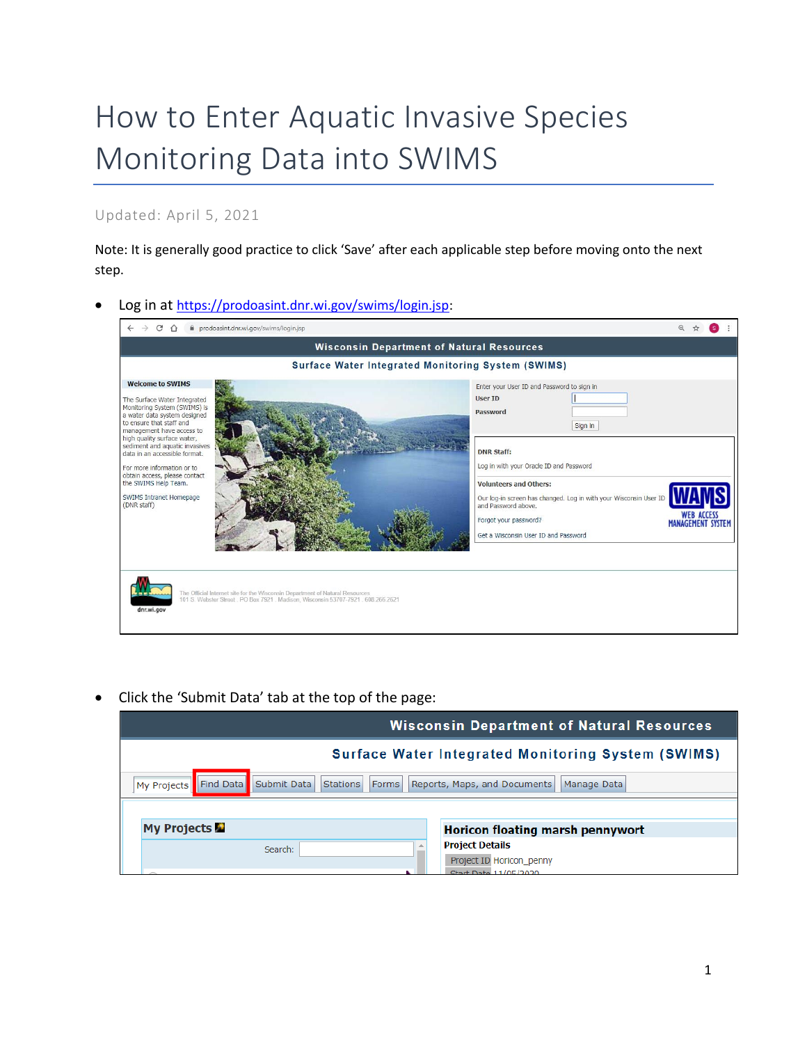# How to Enter Aquatic Invasive Species Monitoring Data into SWIMS

Updated: April 5, 2021

Note: It is generally good practice to click 'Save' after each applicable step before moving onto the next step.

- Log in at https://prodoasint.dnr.wi.gov/swims/login.jsp:

- Click the 'Submit Data' tab at the top of the page: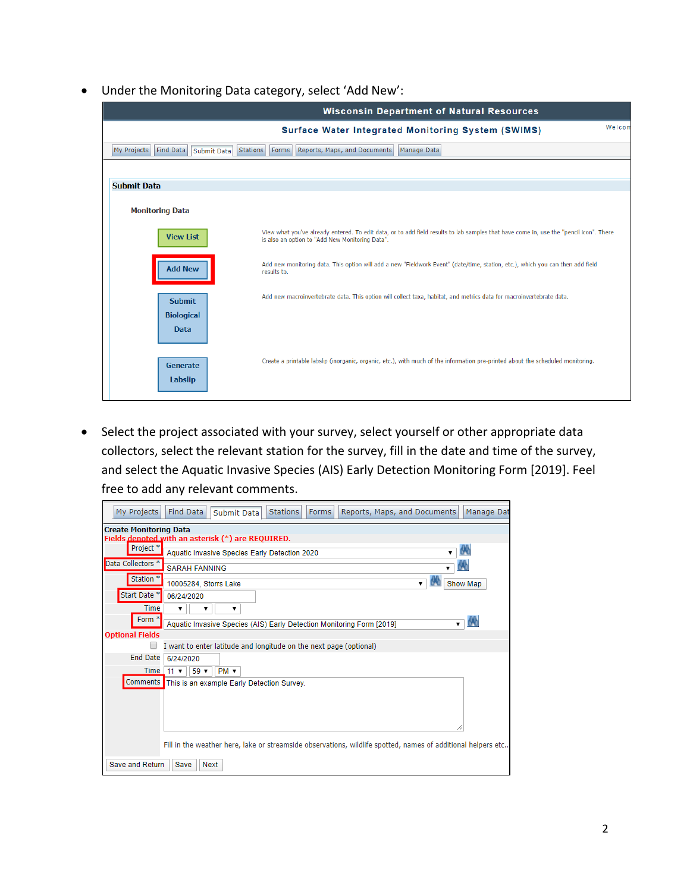- Under the Monitoring Data category, select 'Add New':

**Wisconsin Department of Natural Resources**

**Surface Water Integrated Monitoring System (SWIMS)**

My Projects | Find Data | Submit Data | Stations | Forms | Reports, Maps, and Documents | Manage Data

**Submit Data**

**Monitoring Data**

| | |
|---|---|
| View List | View what you've already entered. To edit data, or to add field results to lab samples that have come in, use the "pencil icon". There is also an option to "Add New Monitoring Data". |
| Add New | Add new monitoring data. This option will add a new "Fieldwork Event" (date/time, station, etc.), which you can then add field results to. |
| Submit Biological Data | Add new macroinvertebrate data. This option will collect taxa, habitat, and metrics data for macroinvertebrate data. |
| Generate Labslip | Create a printable labslip (inorganic, organic, etc.), with much of the information pre-printed about the scheduled monitoring. |

- Select the project associated with your survey, select yourself or other appropriate data collectors, select the relevant station for the survey, fill in the date and time of the survey, and select the Aquatic Invasive Species (AIS) Early Detection Monitoring Form [2019]. Feel free to add any relevant comments.

My Projects | Find Data | Submit Data | Stations | Forms | Reports, Maps, and Documents | Manage Data

**Create Monitoring Data**

**Fields denoted with an asterisk (*) are REQUIRED.**

| Field | Value |
|---|---|
| Project * | Aquatic Invasive Species Early Detection 2020 |
| Data Collectors * | SARAH FANNING |
| Station * | 10005284, Storrs Lake |
| Start Date * | 06/24/2020 |
| Time | |
| Form * | Aquatic Invasive Species (AIS) Early Detection Monitoring Form [2019] |

**Optional Fields**

I want to enter latitude and longitude on the next page (optional)

| Field | Value |
|---|---|
| End Date | 6/24/2020 |
| Time | 11 59 PM |
| Comments | This is an example Early Detection Survey. |

Fill in the weather here, lake or streamside observations, wildlife spotted, names of additional helpers etc..

Save and Return | Save | Next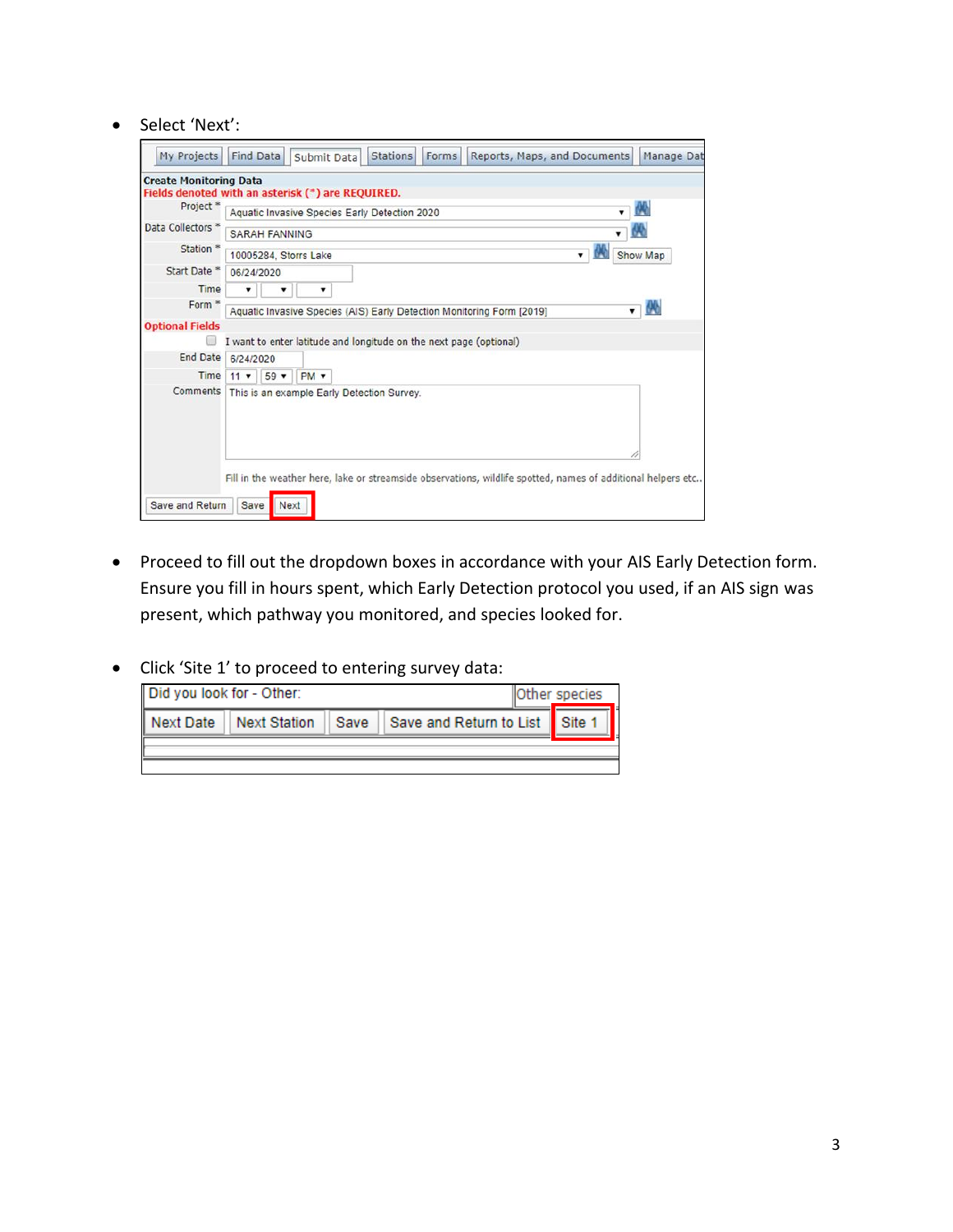- Select 'Next':

- Proceed to fill out the dropdown boxes in accordance with your AIS Early Detection form. Ensure you fill in hours spent, which Early Detection protocol you used, if an AIS sign was present, which pathway you monitored, and species looked for.

- Click 'Site 1' to proceed to entering survey data: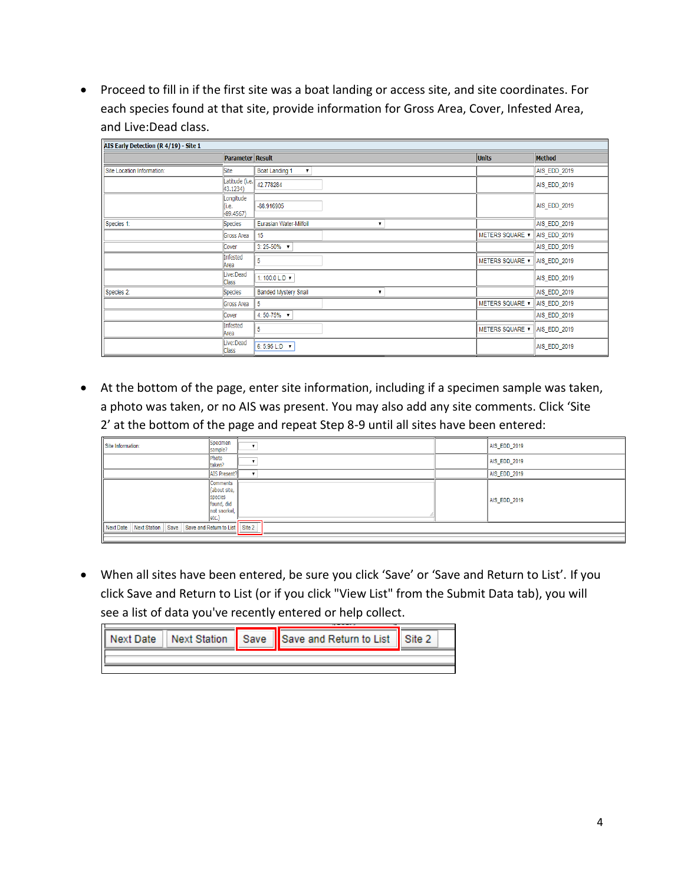- Proceed to fill in if the first site was a boat landing or access site, and site coordinates. For each species found at that site, provide information for Gross Area, Cover, Infested Area, and Live:Dead class.

| AIS Early Detection (R 4/19) - Site 1 | | | | |
|---|---|---|---|---|
| | Parameter | Result | Units | Method |
| Site Location Information: | Site | Boat Landing 1 | | AIS_EDD_2019 |
| | Latitude (i.e. 43.1234) | 42.778284 | | AIS_EDD_2019 |
| | Longitude (i.e. -89.4567) | -88.916905 | | AIS_EDD_2019 |
| Species 1: | Species | Eurasian Water-Milfoil | | AIS_EDD_2019 |
| | Gross Area | 15 | METERS SQUARE | AIS_EDD_2019 |
| | Cover | 3: 25-50% | | AIS_EDD_2019 |
| | Infested Area | 5 | METERS SQUARE | AIS_EDD_2019 |
| | Live:Dead Class | 1: 100:0 L:D | | AIS_EDD_2019 |
| Species 2: | Species | Banded Mystery Snail | | AIS_EDD_2019 |
| | Gross Area | 5 | METERS SQUARE | AIS_EDD_2019 |
| | Cover | 4: 50-75% | | AIS_EDD_2019 |
| | Infested Area | 5 | METERS SQUARE | AIS_EDD_2019 |
| | Live:Dead Class | 6: 5:95 L:D | | AIS_EDD_2019 |

- At the bottom of the page, enter site information, including if a specimen sample was taken, a photo was taken, or no AIS was present. You may also add any site comments. Click 'Site 2' at the bottom of the page and repeat Step 8-9 until all sites have been entered:

| Site Information: | Specimen sample? | | | AIS_EDD_2019 |
|---|---|---|---|---|
| | Photo taken? | | | AIS_EDD_2019 |
| | AIS Present? | | | AIS_EDD_2019 |
| | Comments (about site, species found, did not snorkel, etc.) | | | AIS_EDD_2019 |

Next Date | Next Station | Save | Save and Return to List | Site 2

- When all sites have been entered, be sure you click 'Save' or 'Save and Return to List'. If you click Save and Return to List (or if you click "View List" from the Submit Data tab), you will see a list of data you've recently entered or help collect.

Next Date | Next Station | Save | Save and Return to List | Site 2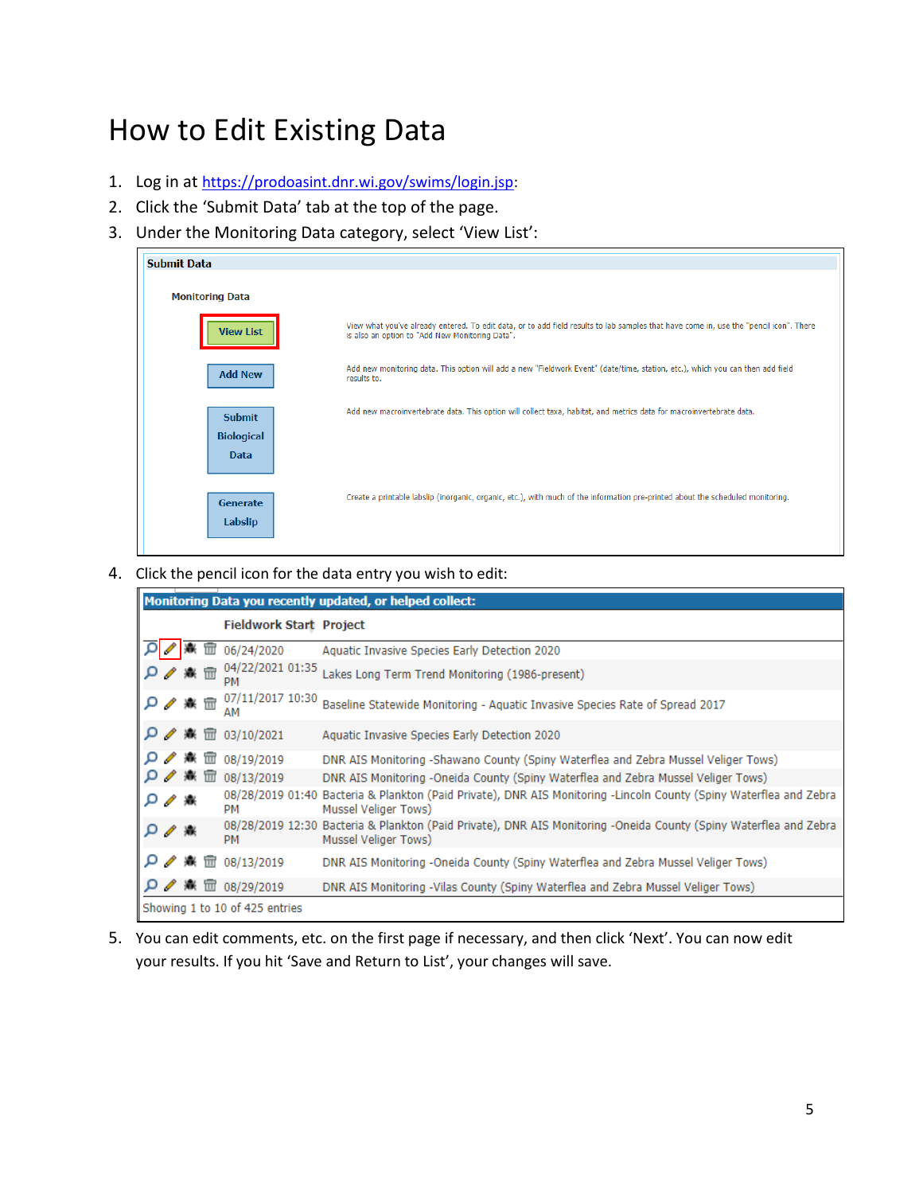# How to Edit Existing Data

1. Log in at https://prodoasint.dnr.wi.gov/swims/login.jsp:
2. Click the 'Submit Data' tab at the top of the page.
3. Under the Monitoring Data category, select 'View List':

**Submit Data**

**Monitoring Data**

| | |
|---|---|
| View List | View what you've already entered. To edit data, or to add field results to lab samples that have come in, use the "pencil icon". There is also an option to "Add New Monitoring Data". |
| Add New | Add new monitoring data. This option will add a new "Fieldwork Event" (date/time, station, etc.), which you can then add field results to. |
| Submit Biological Data | Add new macroinvertebrate data. This option will collect taxa, habitat, and metrics data for macroinvertebrate data. |
| Generate Labslip | Create a printable labslip (inorganic, organic, etc.), with much of the information pre-printed about the scheduled monitoring. |

4. Click the pencil icon for the data entry you wish to edit:

**Monitoring Data you recently updated, or helped collect:**

| Fieldwork Start | Project |
|---|---|
| 06/24/2020 | Aquatic Invasive Species Early Detection 2020 |
| 04/22/2021 01:35 PM | Lakes Long Term Trend Monitoring (1986-present) |
| 07/11/2017 10:30 AM | Baseline Statewide Monitoring - Aquatic Invasive Species Rate of Spread 2017 |
| 03/10/2021 | Aquatic Invasive Species Early Detection 2020 |
| 08/19/2019 | DNR AIS Monitoring -Shawano County (Spiny Waterflea and Zebra Mussel Veliger Tows) |
| 08/13/2019 | DNR AIS Monitoring -Oneida County (Spiny Waterflea and Zebra Mussel Veliger Tows) |
| 08/28/2019 01:40 PM | Bacteria & Plankton (Paid Private), DNR AIS Monitoring -Lincoln County (Spiny Waterflea and Zebra Mussel Veliger Tows) |
| 08/28/2019 12:30 PM | Bacteria & Plankton (Paid Private), DNR AIS Monitoring -Oneida County (Spiny Waterflea and Zebra Mussel Veliger Tows) |
| 08/13/2019 | DNR AIS Monitoring -Oneida County (Spiny Waterflea and Zebra Mussel Veliger Tows) |
| 08/29/2019 | DNR AIS Monitoring -Vilas County (Spiny Waterflea and Zebra Mussel Veliger Tows) |

Showing 1 to 10 of 425 entries

5. You can edit comments, etc. on the first page if necessary, and then click 'Next'. You can now edit your results. If you hit 'Save and Return to List', your changes will save.